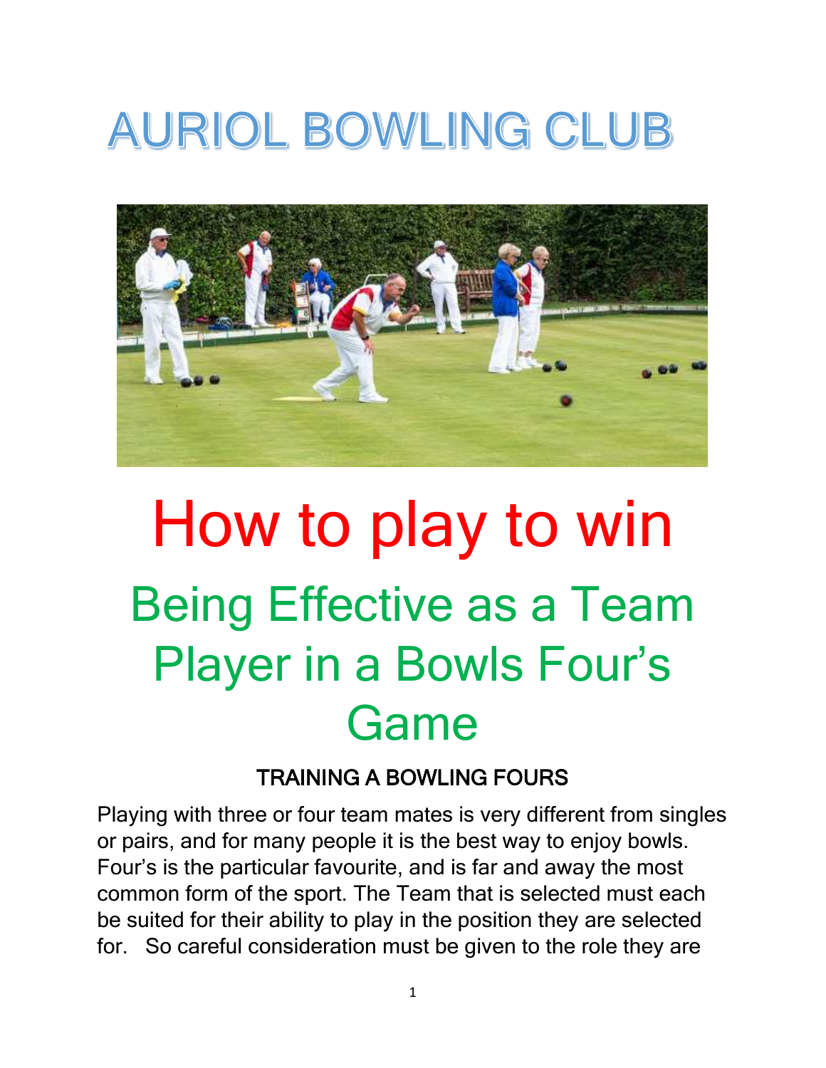# AURIOL BOWLING CLUB

# How to play to win

## Being Effective as a Team Player in a Bowls Four's Game

### TRAINING A BOWLING FOURS

Playing with three or four team mates is very different from singles or pairs, and for many people it is the best way to enjoy bowls. Four's is the particular favourite, and is far and away the most common form of the sport. The Team that is selected must each be suited for their ability to play in the position they are selected for. So careful consideration must be given to the role they are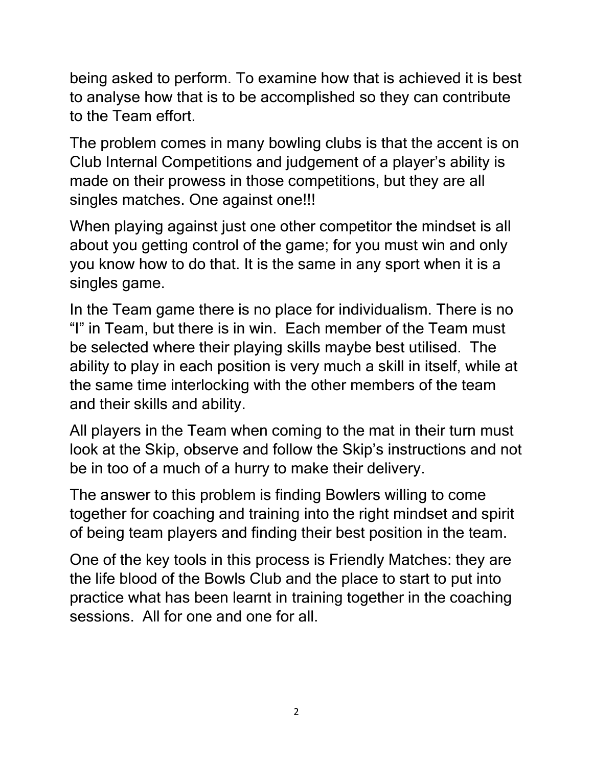being asked to perform. To examine how that is achieved it is best to analyse how that is to be accomplished so they can contribute to the Team effort.

The problem comes in many bowling clubs is that the accent is on Club Internal Competitions and judgement of a player's ability is made on their prowess in those competitions, but they are all singles matches. One against one!!!

When playing against just one other competitor the mindset is all about you getting control of the game; for you must win and only you know how to do that. It is the same in any sport when it is a singles game.

In the Team game there is no place for individualism. There is no "I" in Team, but there is in win. Each member of the Team must be selected where their playing skills maybe best utilised. The ability to play in each position is very much a skill in itself, while at the same time interlocking with the other members of the team and their skills and ability.

All players in the Team when coming to the mat in their turn must look at the Skip, observe and follow the Skip's instructions and not be in too of a much of a hurry to make their delivery.

The answer to this problem is finding Bowlers willing to come together for coaching and training into the right mindset and spirit of being team players and finding their best position in the team.

One of the key tools in this process is Friendly Matches: they are the life blood of the Bowls Club and the place to start to put into practice what has been learnt in training together in the coaching sessions. All for one and one for all.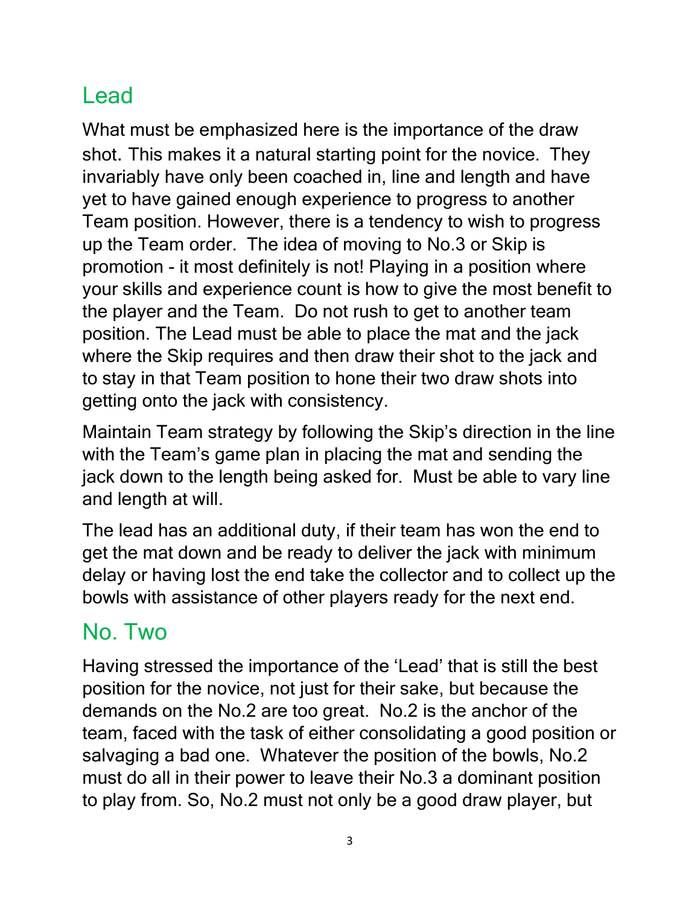## Lead

What must be emphasized here is the importance of the draw shot. This makes it a natural starting point for the novice. They invariably have only been coached in, line and length and have yet to have gained enough experience to progress to another Team position. However, there is a tendency to wish to progress up the Team order. The idea of moving to No.3 or Skip is promotion - it most definitely is not! Playing in a position where your skills and experience count is how to give the most benefit to the player and the Team. Do not rush to get to another team position. The Lead must be able to place the mat and the jack where the Skip requires and then draw their shot to the jack and to stay in that Team position to hone their two draw shots into getting onto the jack with consistency.

Maintain Team strategy by following the Skip's direction in the line with the Team's game plan in placing the mat and sending the jack down to the length being asked for. Must be able to vary line and length at will.

The lead has an additional duty, if their team has won the end to get the mat down and be ready to deliver the jack with minimum delay or having lost the end take the collector and to collect up the bowls with assistance of other players ready for the next end.

## No. Two

Having stressed the importance of the 'Lead' that is still the best position for the novice, not just for their sake, but because the demands on the No.2 are too great. No.2 is the anchor of the team, faced with the task of either consolidating a good position or salvaging a bad one. Whatever the position of the bowls, No.2 must do all in their power to leave their No.3 a dominant position to play from. So, No.2 must not only be a good draw player, but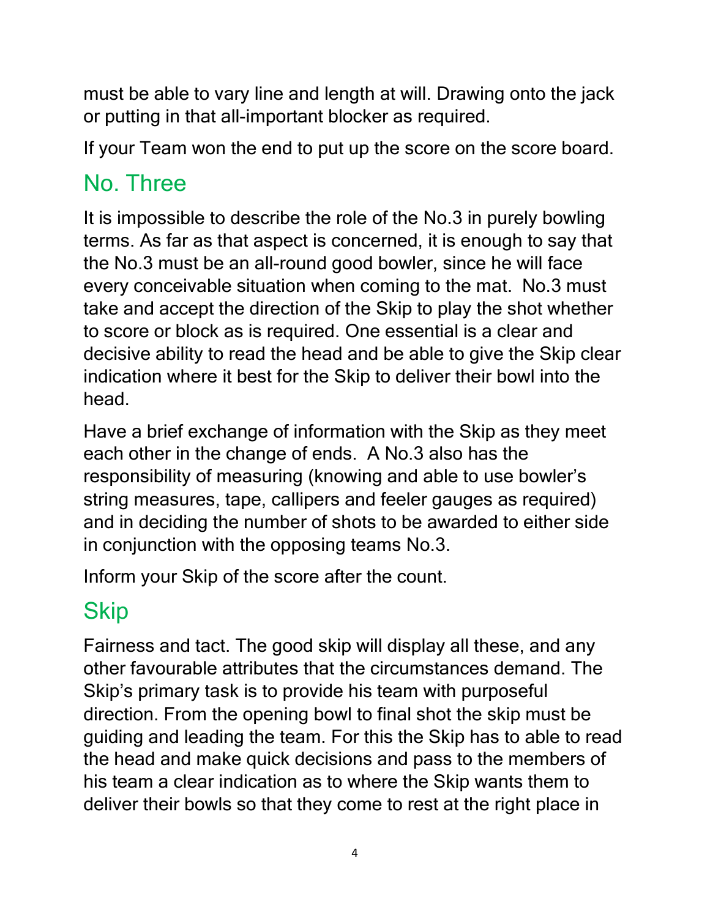must be able to vary line and length at will. Drawing onto the jack or putting in that all-important blocker as required.

If your Team won the end to put up the score on the score board.

## No. Three

It is impossible to describe the role of the No.3 in purely bowling terms. As far as that aspect is concerned, it is enough to say that the No.3 must be an all-round good bowler, since he will face every conceivable situation when coming to the mat. No.3 must take and accept the direction of the Skip to play the shot whether to score or block as is required. One essential is a clear and decisive ability to read the head and be able to give the Skip clear indication where it best for the Skip to deliver their bowl into the head.

Have a brief exchange of information with the Skip as they meet each other in the change of ends. A No.3 also has the responsibility of measuring (knowing and able to use bowler's string measures, tape, callipers and feeler gauges as required) and in deciding the number of shots to be awarded to either side in conjunction with the opposing teams No.3.

Inform your Skip of the score after the count.

## Skip

Fairness and tact. The good skip will display all these, and any other favourable attributes that the circumstances demand. The Skip's primary task is to provide his team with purposeful direction. From the opening bowl to final shot the skip must be guiding and leading the team. For this the Skip has to able to read the head and make quick decisions and pass to the members of his team a clear indication as to where the Skip wants them to deliver their bowls so that they come to rest at the right place in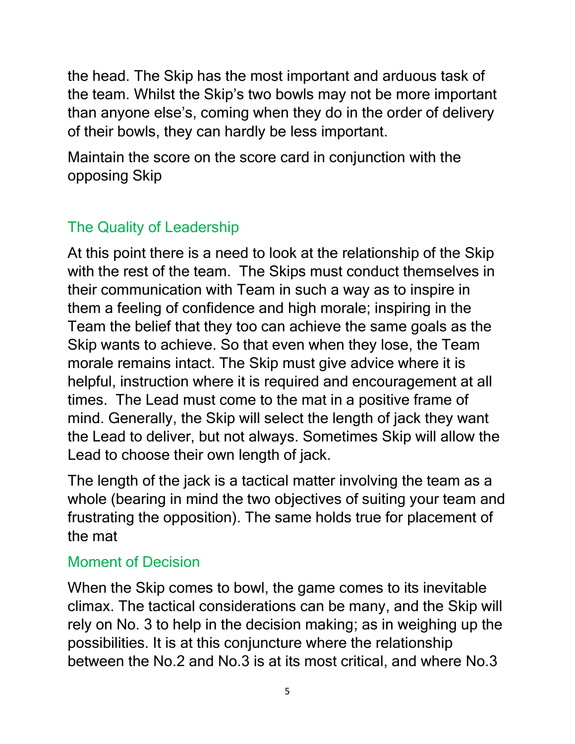the head. The Skip has the most important and arduous task of the team. Whilst the Skip's two bowls may not be more important than anyone else's, coming when they do in the order of delivery of their bowls, they can hardly be less important.

Maintain the score on the score card in conjunction with the opposing Skip

## The Quality of Leadership

At this point there is a need to look at the relationship of the Skip with the rest of the team.  The Skips must conduct themselves in their communication with Team in such a way as to inspire in them a feeling of confidence and high morale; inspiring in the Team the belief that they too can achieve the same goals as the Skip wants to achieve. So that even when they lose, the Team morale remains intact. The Skip must give advice where it is helpful, instruction where it is required and encouragement at all times.  The Lead must come to the mat in a positive frame of mind. Generally, the Skip will select the length of jack they want the Lead to deliver, but not always. Sometimes Skip will allow the Lead to choose their own length of jack.

The length of the jack is a tactical matter involving the team as a whole (bearing in mind the two objectives of suiting your team and frustrating the opposition). The same holds true for placement of the mat

## Moment of Decision

When the Skip comes to bowl, the game comes to its inevitable climax. The tactical considerations can be many, and the Skip will rely on No. 3 to help in the decision making; as in weighing up the possibilities. It is at this conjuncture where the relationship between the No.2 and No.3 is at its most critical, and where No.3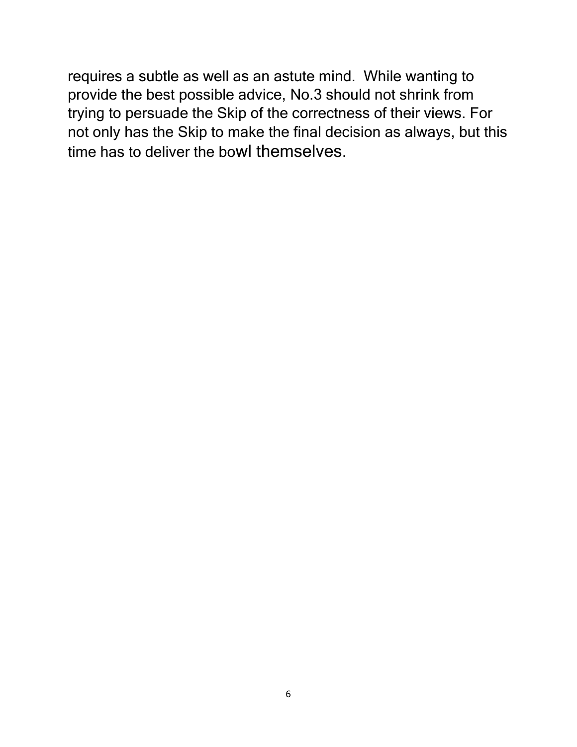requires a subtle as well as an astute mind. While wanting to provide the best possible advice, No.3 should not shrink from trying to persuade the Skip of the correctness of their views. For not only has the Skip to make the final decision as always, but this time has to deliver the bowl themselves.